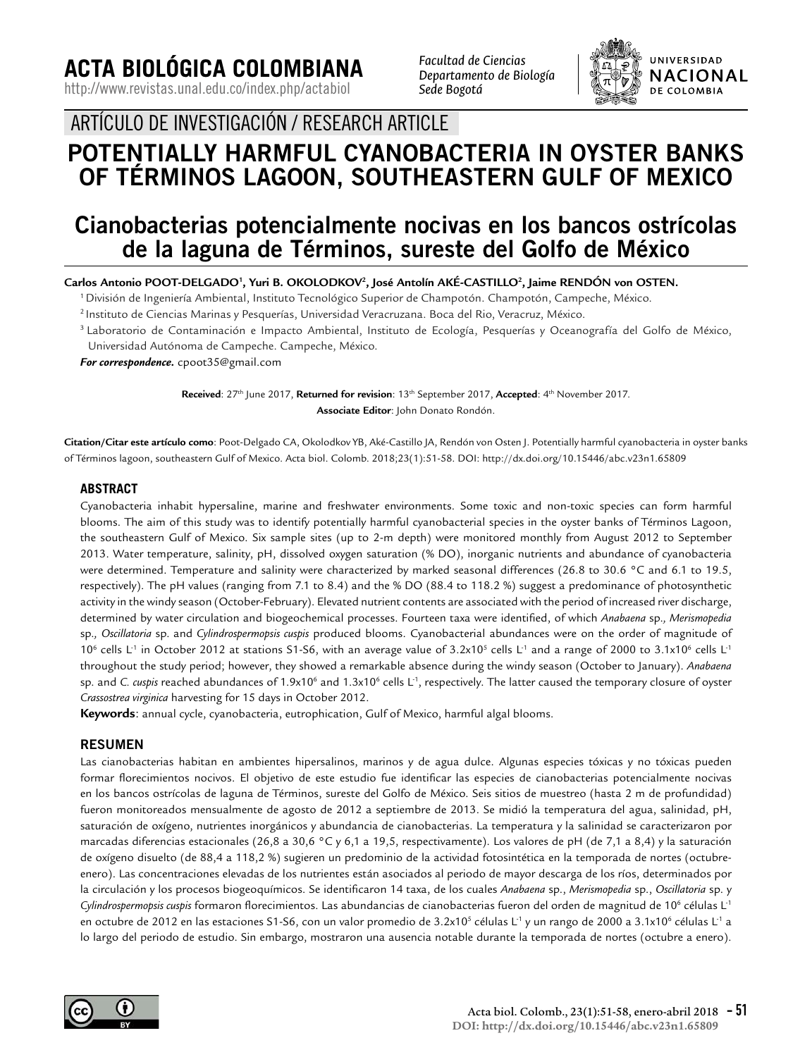# ACTA BIOLÓGICA COLOMBIANA

http://www.revistas.unal.edu.co/index.php/actabiol

*Facultad de Ciencias*
*Departamento de Biología*
*Sede Bogotá*

UNIVERSIDAD NACIONAL DE COLOMBIA

ARTÍCULO DE INVESTIGACIÓN / RESEARCH ARTICLE

# POTENTIALLY HARMFUL CYANOBACTERIA IN OYSTER BANKS OF TÉRMINOS LAGOON, SOUTHEASTERN GULF OF MEXICO

# Cianobacterias potencialmente nocivas en los bancos ostrícolas de la laguna de Términos, sureste del Golfo de México

**Carlos Antonio POOT-DELGADO[1], Yuri B. OKOLODKOV[2], José Antolín AKÉ-CASTILLO[2], Jaime RENDÓN von OSTEN.**

[1] División de Ingeniería Ambiental, Instituto Tecnológico Superior de Champotón. Champotón, Campeche, México.

[2] Instituto de Ciencias Marinas y Pesquerías, Universidad Veracruzana. Boca del Rio, Veracruz, México.

[3] Laboratorio de Contaminación e Impacto Ambiental, Instituto de Ecología, Pesquerías y Oceanografía del Golfo de México, Universidad Autónoma de Campeche. Campeche, México.

***For correspondence.*** cpoot35@gmail.com

**Received**: 27th June 2017, **Returned for revision**: 13th September 2017, **Accepted**: 4th November 2017.
**Associate Editor**: John Donato Rondón.

**Citation/Citar este artículo como**: Poot-Delgado CA, Okolodkov YB, Aké-Castillo JA, Rendón von Osten J. Potentially harmful cyanobacteria in oyster banks of Términos lagoon, southeastern Gulf of Mexico. Acta biol. Colomb. 2018;23(1):51-58. DOI: http://dx.doi.org/10.15446/abc.v23n1.65809

## ABSTRACT

Cyanobacteria inhabit hypersaline, marine and freshwater environments. Some toxic and non-toxic species can form harmful blooms. The aim of this study was to identify potentially harmful cyanobacterial species in the oyster banks of Términos Lagoon, the southeastern Gulf of Mexico. Six sample sites (up to 2-m depth) were monitored monthly from August 2012 to September 2013. Water temperature, salinity, pH, dissolved oxygen saturation (% DO), inorganic nutrients and abundance of cyanobacteria were determined. Temperature and salinity were characterized by marked seasonal differences (26.8 to 30.6 °C and 6.1 to 19.5, respectively). The pH values (ranging from 7.1 to 8.4) and the % DO (88.4 to 118.2 %) suggest a predominance of photosynthetic activity in the windy season (October-February). Elevated nutrient contents are associated with the period of increased river discharge, determined by water circulation and biogeochemical processes. Fourteen taxa were identified, of which *Anabaena* sp., *Merismopedia* sp., *Oscillatoria* sp. and *Cylindrospermopsis cuspis* produced blooms. Cyanobacterial abundances were on the order of magnitude of $10^6$ cells $L^{-1}$ in October 2012 at stations S1-S6, with an average value of $3.2x10^5$ cells $L^{-1}$ and a range of 2000 to $3.1x10^6$ cells $L^{-1}$ throughout the study period; however, they showed a remarkable absence during the windy season (October to January). *Anabaena* sp. and *C. cuspis* reached abundances of $1.9x10^6$ and $1.3x10^6$ cells $L^{-1}$, respectively. The latter caused the temporary closure of oyster *Crassostrea virginica* harvesting for 15 days in October 2012.

**Keywords**: annual cycle, cyanobacteria, eutrophication, Gulf of Mexico, harmful algal blooms.

## RESUMEN

Las cianobacterias habitan en ambientes hipersalinos, marinos y de agua dulce. Algunas especies tóxicas y no tóxicas pueden formar florecimientos nocivos. El objetivo de este estudio fue identificar las especies de cianobacterias potencialmente nocivas en los bancos ostrícolas de laguna de Términos, sureste del Golfo de México. Seis sitios de muestreo (hasta 2 m de profundidad) fueron monitoreados mensualmente de agosto de 2012 a septiembre de 2013. Se midió la temperatura del agua, salinidad, pH, saturación de oxígeno, nutrientes inorgánicos y abundancia de cianobacterias. La temperatura y la salinidad se caracterizaron por marcadas diferencias estacionales (26,8 a 30,6 °C y 6,1 a 19,5, respectivamente). Los valores de pH (de 7,1 a 8,4) y la saturación de oxígeno disuelto (de 88,4 a 118,2 %) sugieren un predominio de la actividad fotosintética en la temporada de nortes (octubre-enero). Las concentraciones elevadas de los nutrientes están asociados al periodo de mayor descarga de los ríos, determinados por la circulación y los procesos biogeoquímicos. Se identificaron 14 taxa, de los cuales *Anabaena* sp., *Merismopedia* sp., *Oscillatoria* sp. y *Cylindrospermopsis cuspis* formaron florecimientos. Las abundancias de cianobacterias fueron del orden de magnitud de $10^6$ células $L^{-1}$ en octubre de 2012 en las estaciones S1-S6, con un valor promedio de $3.2x10^5$ células $L^{-1}$ y un rango de 2000 a $3.1x10^6$ células $L^{-1}$ a lo largo del periodo de estudio. Sin embargo, mostraron una ausencia notable durante la temporada de nortes (octubre a enero).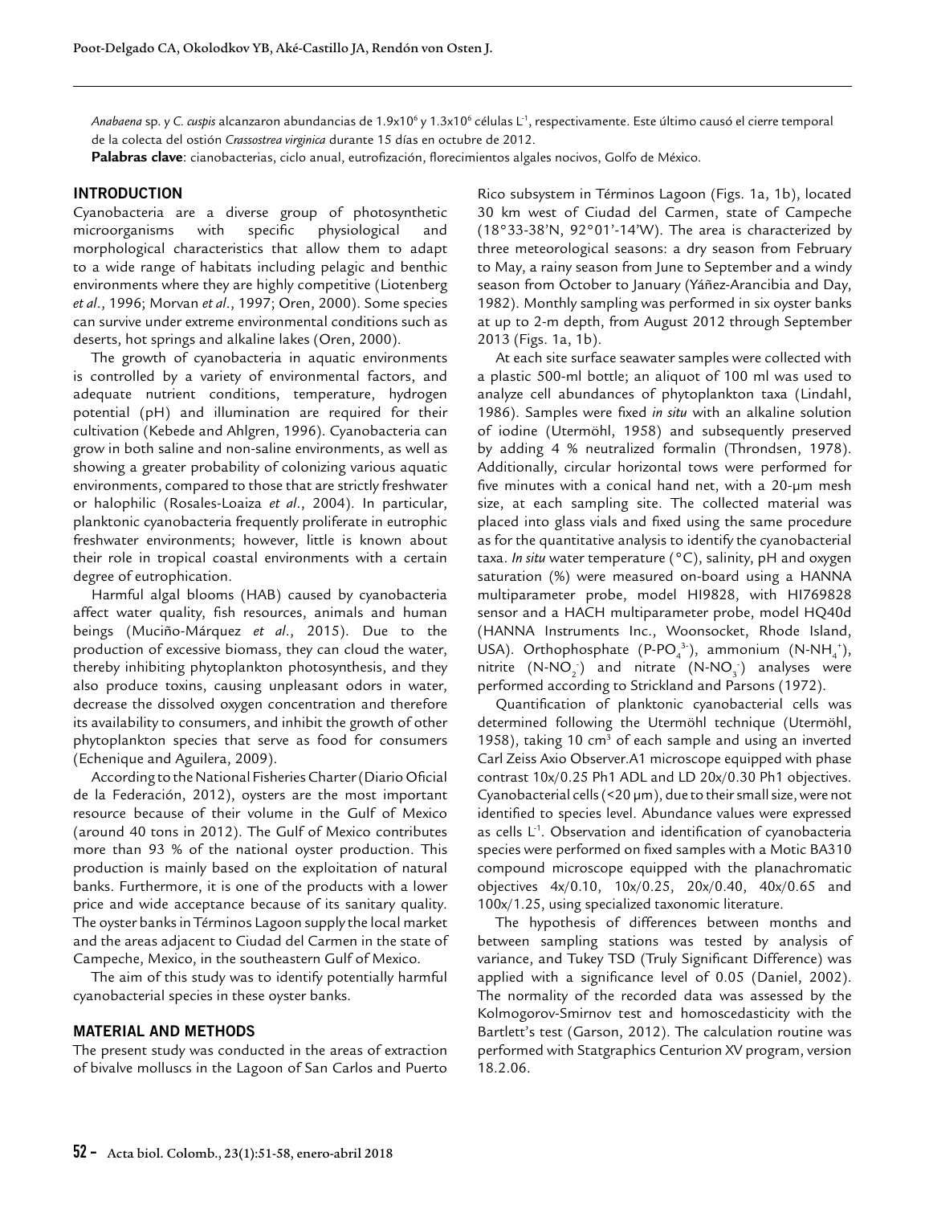*Anabaena* sp. y *C. cuspis* alcanzaron abundancias de $1.9 \times 10^6$ y $1.3 \times 10^6$ células $L^{-1}$, respectivamente. Este último causó el cierre temporal de la colecta del ostión *Crassostrea virginica* durante 15 días en octubre de 2012.

**Palabras clave**: cianobacterias, ciclo anual, eutrofización, florecimientos algales nocivos, Golfo de México.

## INTRODUCTION

Cyanobacteria are a diverse group of photosynthetic microorganisms with specific physiological and morphological characteristics that allow them to adapt to a wide range of habitats including pelagic and benthic environments where they are highly competitive (Liotenberg *et al*., 1996; Morvan *et al*., 1997; Oren, 2000). Some species can survive under extreme environmental conditions such as deserts, hot springs and alkaline lakes (Oren, 2000).

The growth of cyanobacteria in aquatic environments is controlled by a variety of environmental factors, and adequate nutrient conditions, temperature, hydrogen potential (pH) and illumination are required for their cultivation (Kebede and Ahlgren, 1996). Cyanobacteria can grow in both saline and non-saline environments, as well as showing a greater probability of colonizing various aquatic environments, compared to those that are strictly freshwater or halophilic (Rosales-Loaiza *et al*., 2004). In particular, planktonic cyanobacteria frequently proliferate in eutrophic freshwater environments; however, little is known about their role in tropical coastal environments with a certain degree of eutrophication.

Harmful algal blooms (HAB) caused by cyanobacteria affect water quality, fish resources, animals and human beings (Muciño-Márquez *et al*., 2015). Due to the production of excessive biomass, they can cloud the water, thereby inhibiting phytoplankton photosynthesis, and they also produce toxins, causing unpleasant odors in water, decrease the dissolved oxygen concentration and therefore its availability to consumers, and inhibit the growth of other phytoplankton species that serve as food for consumers (Echenique and Aguilera, 2009).

According to the National Fisheries Charter (Diario Oficial de la Federación, 2012), oysters are the most important resource because of their volume in the Gulf of Mexico (around 40 tons in 2012). The Gulf of Mexico contributes more than 93 % of the national oyster production. This production is mainly based on the exploitation of natural banks. Furthermore, it is one of the products with a lower price and wide acceptance because of its sanitary quality. The oyster banks in Términos Lagoon supply the local market and the areas adjacent to Ciudad del Carmen in the state of Campeche, Mexico, in the southeastern Gulf of Mexico.

The aim of this study was to identify potentially harmful cyanobacterial species in these oyster banks.

## MATERIAL AND METHODS

The present study was conducted in the areas of extraction of bivalve molluscs in the Lagoon of San Carlos and Puerto Rico subsystem in Términos Lagoon (Figs. 1a, 1b), located 30 km west of Ciudad del Carmen, state of Campeche (18°33-38'N, 92°01'-14'W). The area is characterized by three meteorological seasons: a dry season from February to May, a rainy season from June to September and a windy season from October to January (Yáñez-Arancibia and Day, 1982). Monthly sampling was performed in six oyster banks at up to 2-m depth, from August 2012 through September 2013 (Figs. 1a, 1b).

At each site surface seawater samples were collected with a plastic 500-ml bottle; an aliquot of 100 ml was used to analyze cell abundances of phytoplankton taxa (Lindahl, 1986). Samples were fixed *in situ* with an alkaline solution of iodine (Utermöhl, 1958) and subsequently preserved by adding 4 % neutralized formalin (Throndsen, 1978). Additionally, circular horizontal tows were performed for five minutes with a conical hand net, with a 20-μm mesh size, at each sampling site. The collected material was placed into glass vials and fixed using the same procedure as for the quantitative analysis to identify the cyanobacterial taxa. *In situ* water temperature (°C), salinity, pH and oxygen saturation (%) were measured on-board using a HANNA multiparameter probe, model HI9828, with HI769828 sensor and a HACH multiparameter probe, model HQ40d (HANNA Instruments Inc., Woonsocket, Rhode Island, USA). Orthophosphate (P-$PO_4^{3-}$), ammonium (N-$NH_4^+$), nitrite (N-$NO_2^-$) and nitrate (N-$NO_3^-$) analyses were performed according to Strickland and Parsons (1972).

Quantification of planktonic cyanobacterial cells was determined following the Utermöhl technique (Utermöhl, 1958), taking 10 $cm^3$ of each sample and using an inverted Carl Zeiss Axio Observer.A1 microscope equipped with phase contrast 10x/0.25 Ph1 ADL and LD 20x/0.30 Ph1 objectives. Cyanobacterial cells (<20 μm), due to their small size, were not identified to species level. Abundance values were expressed as cells $L^{-1}$. Observation and identification of cyanobacteria species were performed on fixed samples with a Motic BA310 compound microscope equipped with the planachromatic objectives 4x/0.10, 10x/0.25, 20x/0.40, 40x/0.65 and 100x/1.25, using specialized taxonomic literature.

The hypothesis of differences between months and between sampling stations was tested by analysis of variance, and Tukey TSD (Truly Significant Difference) was applied with a significance level of 0.05 (Daniel, 2002). The normality of the recorded data was assessed by the Kolmogorov-Smirnov test and homoscedasticity with the Bartlett's test (Garson, 2012). The calculation routine was performed with Statgraphics Centurion XV program, version 18.2.06.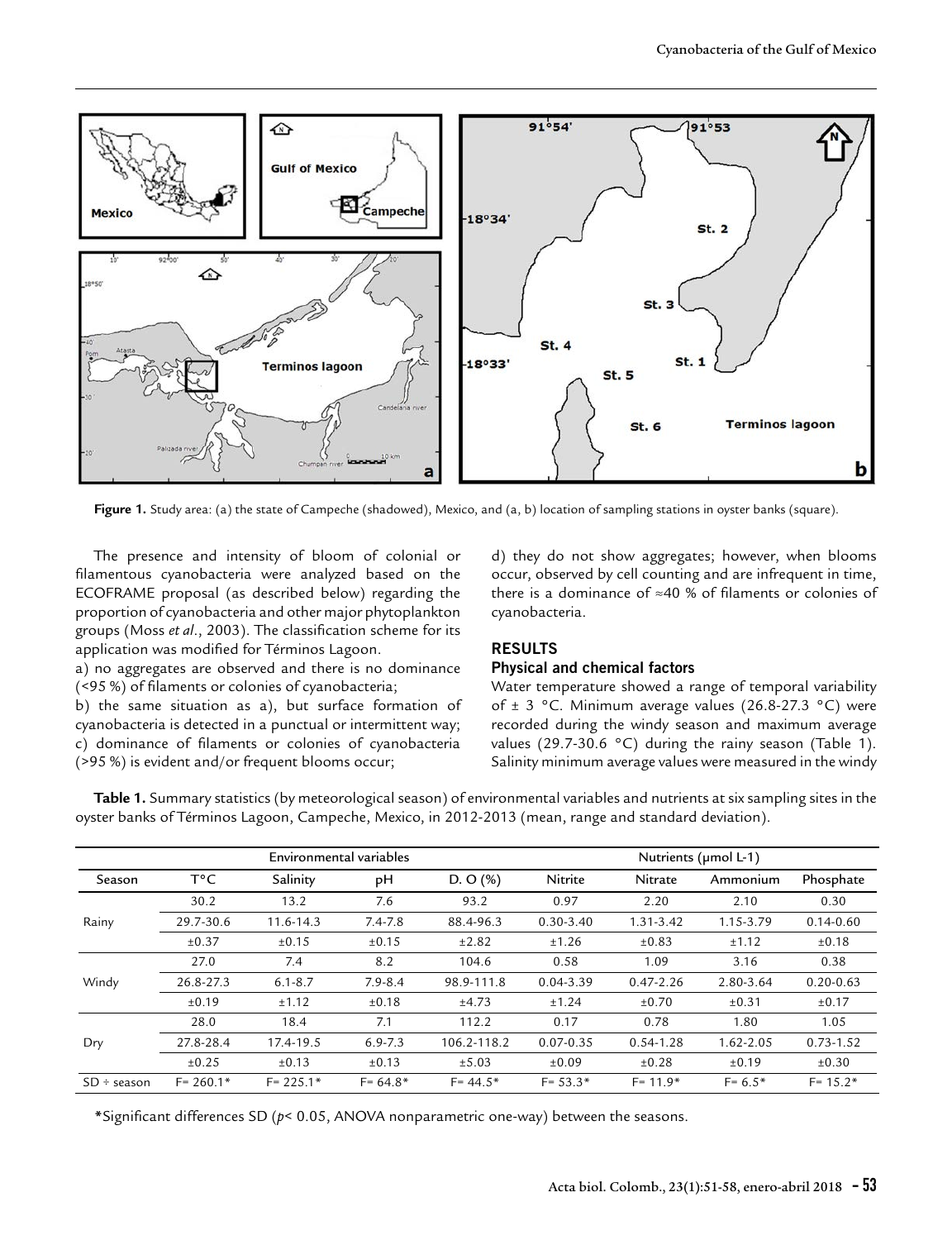Figure 1. Study area: (a) the state of Campeche (shadowed), Mexico, and (a, b) location of sampling stations in oyster banks (square).

The presence and intensity of bloom of colonial or filamentous cyanobacteria were analyzed based on the ECOFRAME proposal (as described below) regarding the proportion of cyanobacteria and other major phytoplankton groups (Moss *et al*., 2003). The classification scheme for its application was modified for Términos Lagoon.

a) no aggregates are observed and there is no dominance (<95 %) of filaments or colonies of cyanobacteria;
b) the same situation as a), but surface formation of cyanobacteria is detected in a punctual or intermittent way;
c) dominance of filaments or colonies of cyanobacteria (>95 %) is evident and/or frequent blooms occur;
d) they do not show aggregates; however, when blooms occur, observed by cell counting and are infrequent in time, there is a dominance of ≈40 % of filaments or colonies of cyanobacteria.

## RESULTS

### Physical and chemical factors

Water temperature showed a range of temporal variability of ± 3 °C. Minimum average values (26.8-27.3 °C) were recorded during the windy season and maximum average values (29.7-30.6 °C) during the rainy season (Table 1). Salinity minimum average values were measured in the windy

**Table 1.** Summary statistics (by meteorological season) of environmental variables and nutrients at six sampling sites in the oyster banks of Términos Lagoon, Campeche, Mexico, in 2012-2013 (mean, range and standard deviation).

| | Environmental variables | | | | Nutrients (µmol L-1) | | | |
|---|---|---|---|---|---|---|---|---|
| Season | T°C | Salinity | pH | D. O (%) | Nitrite | Nitrate | Ammonium | Phosphate |
| Rainy | 30.2 | 13.2 | 7.6 | 93.2 | 0.97 | 2.20 | 2.10 | 0.30 |
| | 29.7-30.6 | 11.6-14.3 | 7.4-7.8 | 88.4-96.3 | 0.30-3.40 | 1.31-3.42 | 1.15-3.79 | 0.14-0.60 |
| | ±0.37 | ±0.15 | ±0.15 | ±2.82 | ±1.26 | ±0.83 | ±1.12 | ±0.18 |
| Windy | 27.0 | 7.4 | 8.2 | 104.6 | 0.58 | 1.09 | 3.16 | 0.38 |
| | 26.8-27.3 | 6.1-8.7 | 7.9-8.4 | 98.9-111.8 | 0.04-3.39 | 0.47-2.26 | 2.80-3.64 | 0.20-0.63 |
| | ±0.19 | ±1.12 | ±0.18 | ±4.73 | ±1.24 | ±0.70 | ±0.31 | ±0.17 |
| Dry | 28.0 | 18.4 | 7.1 | 112.2 | 0.17 | 0.78 | 1.80 | 1.05 |
| | 27.8-28.4 | 17.4-19.5 | 6.9-7.3 | 106.2-118.2 | 0.07-0.35 | 0.54-1.28 | 1.62-2.05 | 0.73-1.52 |
| | ±0.25 | ±0.13 | ±0.13 | ±5.03 | ±0.09 | ±0.28 | ±0.19 | ±0.30 |
| SD ÷ season | F= 260.1* | F= 225.1* | F= 64.8* | F= 44.5* | F= 53.3* | F= 11.9* | F= 6.5* | F= 15.2* |

*Significant differences SD ($p < 0.05$, ANOVA nonparametric one-way) between the seasons.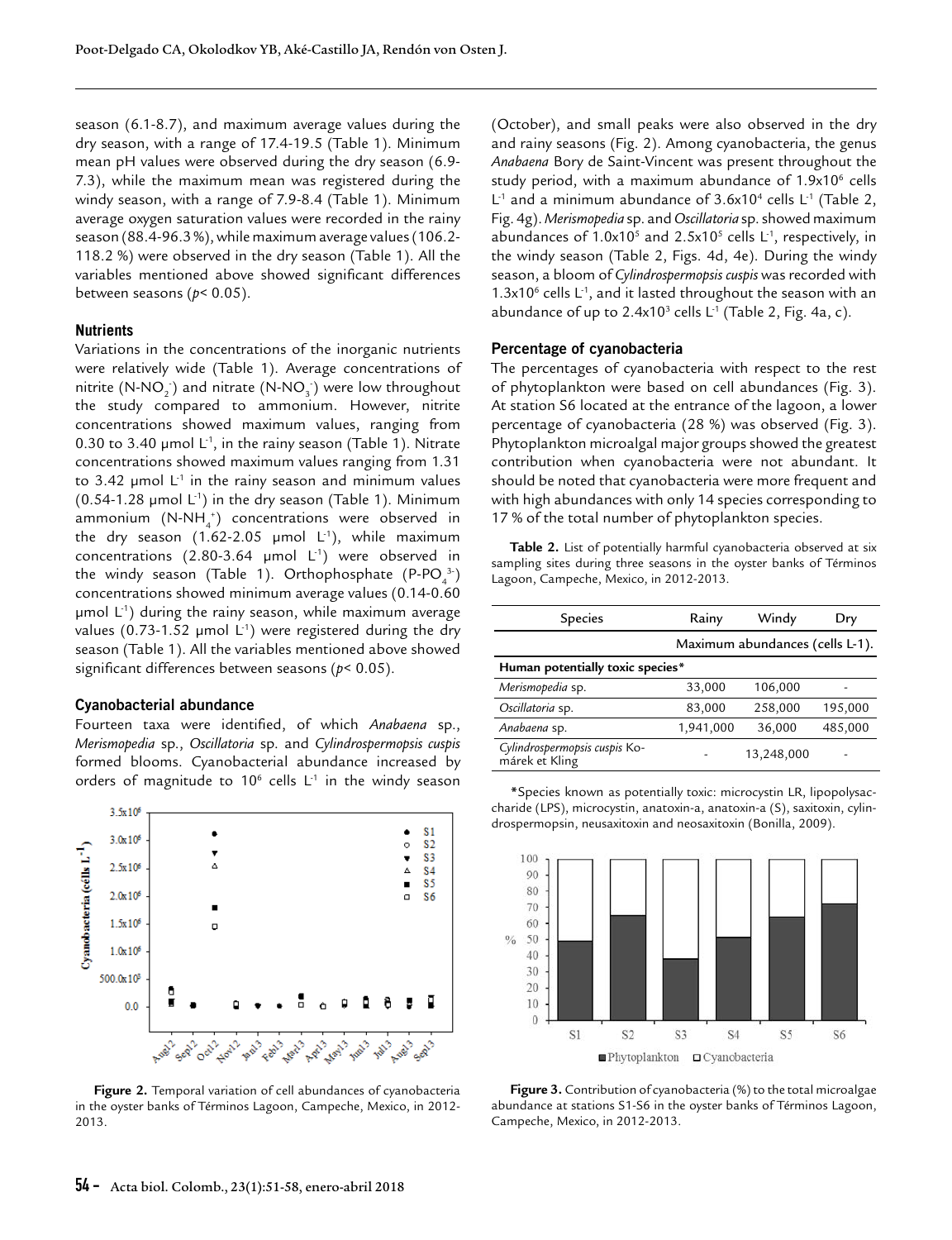season (6.1-8.7), and maximum average values during the dry season, with a range of 17.4-19.5 (Table 1). Minimum mean pH values were observed during the dry season (6.9-7.3), while the maximum mean was registered during the windy season, with a range of 7.9-8.4 (Table 1). Minimum average oxygen saturation values were recorded in the rainy season (88.4-96.3 %), while maximum average values (106.2-118.2 %) were observed in the dry season (Table 1). All the variables mentioned above showed significant differences between seasons ($p < 0.05$).

### Nutrients

Variations in the concentrations of the inorganic nutrients were relatively wide (Table 1). Average concentrations of nitrite ($N\text{-}NO_2^-$) and nitrate ($N\text{-}NO_3^-$) were low throughout the study compared to ammonium. However, nitrite concentrations showed maximum values, ranging from 0.30 to 3.40 µmol $L^{-1}$, in the rainy season (Table 1). Nitrate concentrations showed maximum values ranging from 1.31 to 3.42 µmol $L^{-1}$ in the rainy season and minimum values (0.54-1.28 µmol $L^{-1}$) in the dry season (Table 1). Minimum ammonium ($N\text{-}NH_4^+$) concentrations were observed in the dry season (1.62-2.05 µmol $L^{-1}$), while maximum concentrations (2.80-3.64 µmol $L^{-1}$) were observed in the windy season (Table 1). Orthophosphate ($P\text{-}PO_4^{3-}$) concentrations showed minimum average values (0.14-0.60 µmol $L^{-1}$) during the rainy season, while maximum average values (0.73-1.52 µmol $L^{-1}$) were registered during the dry season (Table 1). All the variables mentioned above showed significant differences between seasons ($p < 0.05$).

### Cyanobacterial abundance

Fourteen taxa were identified, of which *Anabaena* sp., *Merismopedia* sp., *Oscillatoria* sp. and *Cylindrospermopsis cuspis* formed blooms. Cyanobacterial abundance increased by orders of magnitude to $10^6$ cells $L^{-1}$ in the windy season (October), and small peaks were also observed in the dry and rainy seasons (Fig. 2). Among cyanobacteria, the genus *Anabaena* Bory de Saint-Vincent was present throughout the study period, with a maximum abundance of $1.9\times10^6$ cells $L^{-1}$ and a minimum abundance of $3.6\times10^4$ cells $L^{-1}$ (Table 2, Fig. 4g). *Merismopedia* sp. and *Oscillatoria* sp. showed maximum abundances of $1.0\times10^5$ and $2.5\times10^5$ cells $L^{-1}$, respectively, in the windy season (Table 2, Figs. 4d, 4e). During the windy season, a bloom of *Cylindrospermopsis cuspis* was recorded with $1.3\times10^6$ cells $L^{-1}$, and it lasted throughout the season with an abundance of up to $2.4\times10^3$ cells $L^{-1}$ (Table 2, Fig. 4a, c).

Figure 2. Temporal variation of cell abundances of cyanobacteria in the oyster banks of Términos Lagoon, Campeche, Mexico, in 2012-2013.

### Percentage of cyanobacteria

The percentages of cyanobacteria with respect to the rest of phytoplankton were based on cell abundances (Fig. 3). At station S6 located at the entrance of the lagoon, a lower percentage of cyanobacteria (28 %) was observed (Fig. 3). Phytoplankton microalgal major groups showed the greatest contribution when cyanobacteria were not abundant. It should be noted that cyanobacteria were more frequent and with high abundances with only 14 species corresponding to 17 % of the total number of phytoplankton species.

**Table 2.** List of potentially harmful cyanobacteria observed at six sampling sites during three seasons in the oyster banks of Términos Lagoon, Campeche, Mexico, in 2012-2013.

| Species | Rainy | Windy | Dry |
|---|---|---|---|
| | Maximum abundances (cells L-1). | | |
| **Human potentially toxic species*** | | | |
| *Merismopedia* sp. | 33,000 | 106,000 | - |
| *Oscillatoria* sp. | 83,000 | 258,000 | 195,000 |
| *Anabaena* sp. | 1,941,000 | 36,000 | 485,000 |
| *Cylindrospermopsis cuspis* Komárek et Kling | - | 13,248,000 | - |

*Species known as potentially toxic: microcystin LR, lipopolysaccharide (LPS), microcystin, anatoxin-a, anatoxin-a (S), saxitoxin, cylindrospermopsin, neusaxitoxin and neosaxitoxin (Bonilla, 2009).

**Figure 3.** Contribution of cyanobacteria (%) to the total microalgae abundance at stations S1-S6 in the oyster banks of Términos Lagoon, Campeche, Mexico, in 2012-2013.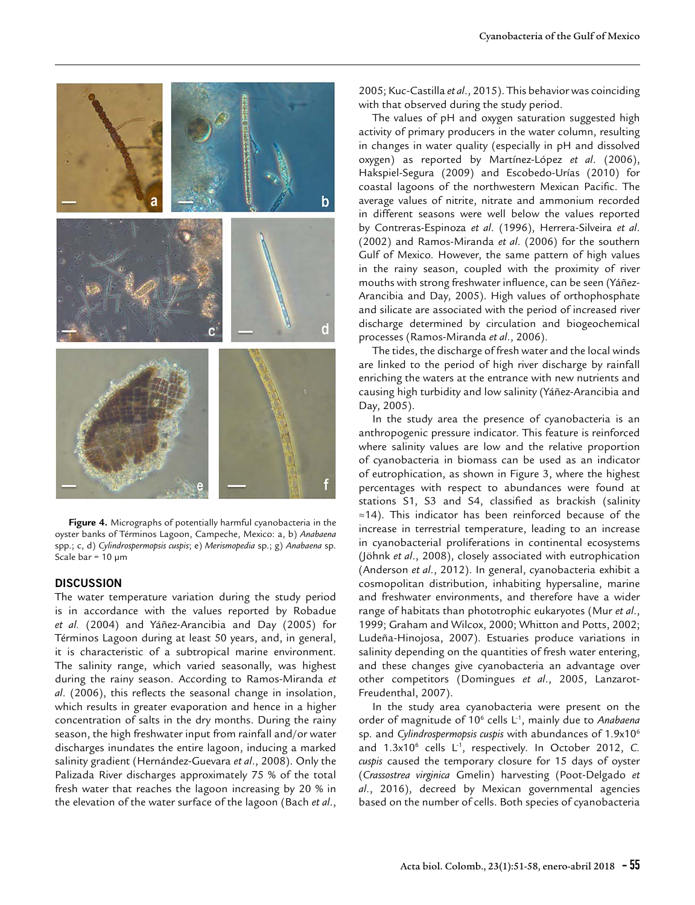**Figure 4.** Micrographs of potentially harmful cyanobacteria in the oyster banks of Términos Lagoon, Campeche, Mexico: a, b) *Anabaena* spp.; c, d) *Cylindrospermopsis cuspis*; e) *Merismopedia* sp.; g) *Anabaena* sp. Scale bar = 10 µm

## DISCUSSION

The water temperature variation during the study period is in accordance with the values reported by Robadue *et al.* (2004) and Yáñez-Arancibia and Day (2005) for Términos Lagoon during at least 50 years, and, in general, it is characteristic of a subtropical marine environment. The salinity range, which varied seasonally, was highest during the rainy season. According to Ramos-Miranda *et al*. (2006), this reflects the seasonal change in insolation, which results in greater evaporation and hence in a higher concentration of salts in the dry months. During the rainy season, the high freshwater input from rainfall and/or water discharges inundates the entire lagoon, inducing a marked salinity gradient (Hernández-Guevara *et al*., 2008). Only the Palizada River discharges approximately 75 % of the total fresh water that reaches the lagoon increasing by 20 % in the elevation of the water surface of the lagoon (Bach *et al*., 2005; Kuc-Castilla *et al*., 2015). This behavior was coinciding with that observed during the study period.

The values of pH and oxygen saturation suggested high activity of primary producers in the water column, resulting in changes in water quality (especially in pH and dissolved oxygen) as reported by Martínez-López *et al*. (2006), Hakspiel-Segura (2009) and Escobedo-Urías (2010) for coastal lagoons of the northwestern Mexican Pacific. The average values of nitrite, nitrate and ammonium recorded in different seasons were well below the values reported by Contreras-Espinoza *et al*. (1996), Herrera-Silveira *et al*. (2002) and Ramos-Miranda *et al*. (2006) for the southern Gulf of Mexico. However, the same pattern of high values in the rainy season, coupled with the proximity of river mouths with strong freshwater influence, can be seen (Yáñez-Arancibia and Day, 2005). High values of orthophosphate and silicate are associated with the period of increased river discharge determined by circulation and biogeochemical processes (Ramos-Miranda *et al*., 2006).

The tides, the discharge of fresh water and the local winds are linked to the period of high river discharge by rainfall enriching the waters at the entrance with new nutrients and causing high turbidity and low salinity (Yáñez-Arancibia and Day, 2005).

In the study area the presence of cyanobacteria is an anthropogenic pressure indicator. This feature is reinforced where salinity values are low and the relative proportion of cyanobacteria in biomass can be used as an indicator of eutrophication, as shown in Figure 3, where the highest percentages with respect to abundances were found at stations S1, S3 and S4, classified as brackish (salinity ≈14). This indicator has been reinforced because of the increase in terrestrial temperature, leading to an increase in cyanobacterial proliferations in continental ecosystems (Jöhnk *et al*., 2008), closely associated with eutrophication (Anderson *et al*., 2012). In general, cyanobacteria exhibit a cosmopolitan distribution, inhabiting hypersaline, marine and freshwater environments, and therefore have a wider range of habitats than phototrophic eukaryotes (Mur *et al*., 1999; Graham and Wilcox, 2000; Whitton and Potts, 2002; Ludeña-Hinojosa, 2007). Estuaries produce variations in salinity depending on the quantities of fresh water entering, and these changes give cyanobacteria an advantage over other competitors (Domingues *et al*., 2005, Lanzarot-Freudenthal, 2007).

In the study area cyanobacteria were present on the order of magnitude of $10^6$ cells $L^{-1}$, mainly due to *Anabaena* sp. and *Cylindrospermopsis cuspis* with abundances of $1.9\times10^6$ and $1.3\times10^6$ cells $L^{-1}$, respectively. In October 2012, *C. cuspis* caused the temporary closure for 15 days of oyster (*Crassostrea virginica* Gmelin) harvesting (Poot-Delgado *et al*., 2016), decreed by Mexican governmental agencies based on the number of cells. Both species of cyanobacteria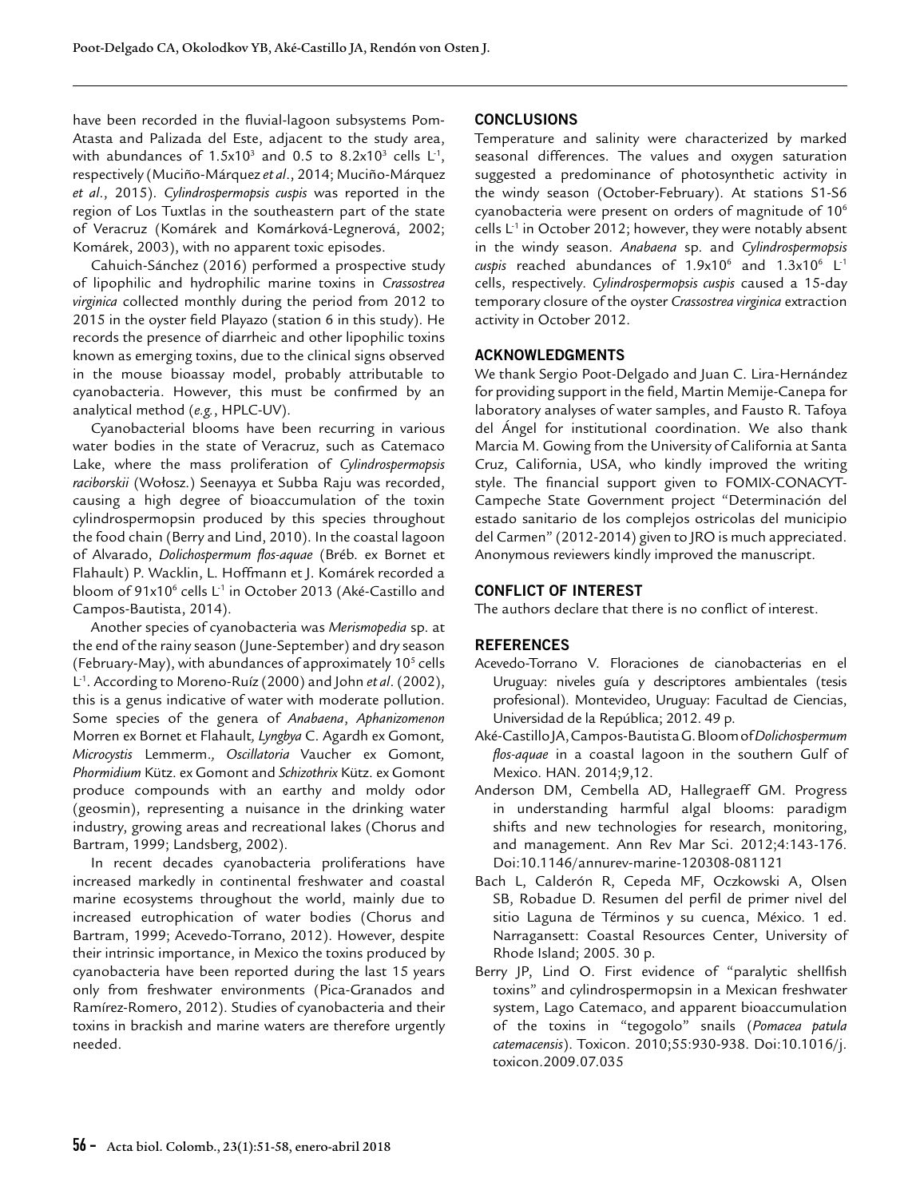have been recorded in the fluvial-lagoon subsystems Pom-Atasta and Palizada del Este, adjacent to the study area, with abundances of $1.5x10^3$ and 0.5 to $8.2x10^3$ cells $L^{-1}$, respectively (Muciño-Márquez *et al*., 2014; Muciño-Márquez *et al*., 2015). *Cylindrospermopsis cuspis* was reported in the region of Los Tuxtlas in the southeastern part of the state of Veracruz (Komárek and Komárková-Legnerová, 2002; Komárek, 2003), with no apparent toxic episodes.

Cahuich-Sánchez (2016) performed a prospective study of lipophilic and hydrophilic marine toxins in *Crassostrea virginica* collected monthly during the period from 2012 to 2015 in the oyster field Playazo (station 6 in this study). He records the presence of diarrheic and other lipophilic toxins known as emerging toxins, due to the clinical signs observed in the mouse bioassay model, probably attributable to cyanobacteria. However, this must be confirmed by an analytical method (*e.g.*, HPLC-UV).

Cyanobacterial blooms have been recurring in various water bodies in the state of Veracruz, such as Catemaco Lake, where the mass proliferation of *Cylindrospermopsis raciborskii* (Wołosz.) Seenayya et Subba Raju was recorded, causing a high degree of bioaccumulation of the toxin cylindrospermopsin produced by this species throughout the food chain (Berry and Lind, 2010). In the coastal lagoon of Alvarado, *Dolichospermum flos-aquae* (Bréb. ex Bornet et Flahault) P. Wacklin, L. Hoffmann et J. Komárek recorded a bloom of $91x10^6$ cells $L^{-1}$ in October 2013 (Aké-Castillo and Campos-Bautista, 2014).

Another species of cyanobacteria was *Merismopedia* sp. at the end of the rainy season (June-September) and dry season (February-May), with abundances of approximately $10^5$ cells $L^{-1}$. According to Moreno-Ruíz (2000) and John *et al*. (2002), this is a genus indicative of water with moderate pollution. Some species of the genera of *Anabaena*, *Aphanizomenon* Morren ex Bornet et Flahault, *Lyngbya* C. Agardh ex Gomont, *Microcystis* Lemmerm., *Oscillatoria* Vaucher ex Gomont, *Phormidium* Kütz. ex Gomont and *Schizothrix* Kütz. ex Gomont produce compounds with an earthy and moldy odor (geosmin), representing a nuisance in the drinking water industry, growing areas and recreational lakes (Chorus and Bartram, 1999; Landsberg, 2002).

In recent decades cyanobacteria proliferations have increased markedly in continental freshwater and coastal marine ecosystems throughout the world, mainly due to increased eutrophication of water bodies (Chorus and Bartram, 1999; Acevedo-Torrano, 2012). However, despite their intrinsic importance, in Mexico the toxins produced by cyanobacteria have been reported during the last 15 years only from freshwater environments (Pica-Granados and Ramírez-Romero, 2012). Studies of cyanobacteria and their toxins in brackish and marine waters are therefore urgently needed.

## CONCLUSIONS

Temperature and salinity were characterized by marked seasonal differences. The values and oxygen saturation suggested a predominance of photosynthetic activity in the windy season (October-February). At stations S1-S6 cyanobacteria were present on orders of magnitude of $10^6$ cells $L^{-1}$ in October 2012; however, they were notably absent in the windy season. *Anabaena* sp. and *Cylindrospermopsis cuspis* reached abundances of $1.9x10^6$ and $1.3x10^6$ $L^{-1}$ cells, respectively. *Cylindrospermopsis cuspis* caused a 15-day temporary closure of the oyster *Crassostrea virginica* extraction activity in October 2012.

## ACKNOWLEDGMENTS

We thank Sergio Poot-Delgado and Juan C. Lira-Hernández for providing support in the field, Martin Memije-Canepa for laboratory analyses of water samples, and Fausto R. Tafoya del Ángel for institutional coordination. We also thank Marcia M. Gowing from the University of California at Santa Cruz, California, USA, who kindly improved the writing style. The financial support given to FOMIX-CONACYT-Campeche State Government project "Determinación del estado sanitario de los complejos ostricolas del municipio del Carmen" (2012-2014) given to JRO is much appreciated. Anonymous reviewers kindly improved the manuscript.

## CONFLICT OF INTEREST

The authors declare that there is no conflict of interest.

## REFERENCES

Acevedo-Torrano V. Floraciones de cianobacterias en el Uruguay: niveles guía y descriptores ambientales (tesis profesional). Montevideo, Uruguay: Facultad de Ciencias, Universidad de la República; 2012. 49 p.

Aké-Castillo JA, Campos-Bautista G. Bloom of *Dolichospermum flos-aquae* in a coastal lagoon in the southern Gulf of Mexico. HAN. 2014;9,12.

Anderson DM, Cembella AD, Hallegraeff GM. Progress in understanding harmful algal blooms: paradigm shifts and new technologies for research, monitoring, and management. Ann Rev Mar Sci. 2012;4:143-176. Doi:10.1146/annurev-marine-120308-081121

Bach L, Calderón R, Cepeda MF, Oczkowski A, Olsen SB, Robadue D. Resumen del perfil de primer nivel del sitio Laguna de Términos y su cuenca, México. 1 ed. Narragansett: Coastal Resources Center, University of Rhode Island; 2005. 30 p.

Berry JP, Lind O. First evidence of "paralytic shellfish toxins" and cylindrospermopsin in a Mexican freshwater system, Lago Catemaco, and apparent bioaccumulation of the toxins in "tegogolo" snails (*Pomacea patula catemacensis*). Toxicon. 2010;55:930-938. Doi:10.1016/j.toxicon.2009.07.035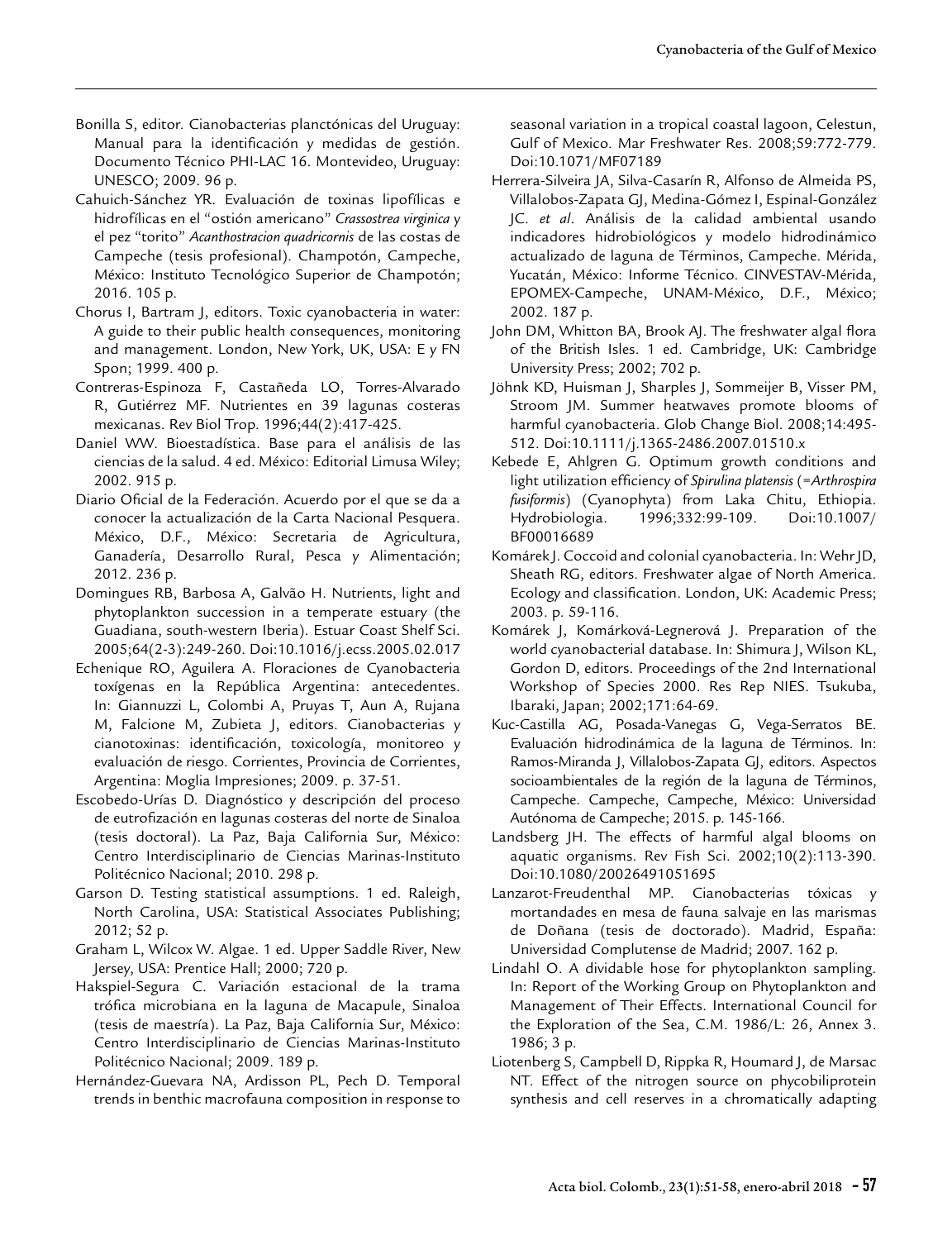Bonilla S, editor. Cianobacterias planctónicas del Uruguay: Manual para la identificación y medidas de gestión. Documento Técnico PHI-LAC 16. Montevideo, Uruguay: UNESCO; 2009. 96 p.

Cahuich-Sánchez YR. Evaluación de toxinas lipofílicas e hidrofílicas en el "ostión americano" *Crassostrea virginica* y el pez "torito" *Acanthostracion quadricornis* de las costas de Campeche (tesis profesional). Champotón, Campeche, México: Instituto Tecnológico Superior de Champotón; 2016. 105 p.

Chorus I, Bartram J, editors. Toxic cyanobacteria in water: A guide to their public health consequences, monitoring and management. London, New York, UK, USA: E y FN Spon; 1999. 400 p.

Contreras-Espinoza F, Castañeda LO, Torres-Alvarado R, Gutiérrez MF. Nutrientes en 39 lagunas costeras mexicanas. Rev Biol Trop. 1996;44(2):417-425.

Daniel WW. Bioestadística. Base para el análisis de las ciencias de la salud. 4 ed. México: Editorial Limusa Wiley; 2002. 915 p.

Diario Oficial de la Federación. Acuerdo por el que se da a conocer la actualización de la Carta Nacional Pesquera. México, D.F., México: Secretaria de Agricultura, Ganadería, Desarrollo Rural, Pesca y Alimentación; 2012. 236 p.

Domingues RB, Barbosa A, Galvão H. Nutrients, light and phytoplankton succession in a temperate estuary (the Guadiana, south-western Iberia). Estuar Coast Shelf Sci. 2005;64(2-3):249-260. Doi:10.1016/j.ecss.2005.02.017

Echenique RO, Aguilera A. Floraciones de Cyanobacteria toxígenas en la República Argentina: antecedentes. In: Giannuzzi L, Colombi A, Pruyas T, Aun A, Rujana M, Falcione M, Zubieta J, editors. Cianobacterias y cianotoxinas: identificación, toxicología, monitoreo y evaluación de riesgo. Corrientes, Provincia de Corrientes, Argentina: Moglia Impresiones; 2009. p. 37-51.

Escobedo-Urías D. Diagnóstico y descripción del proceso de eutrofización en lagunas costeras del norte de Sinaloa (tesis doctoral). La Paz, Baja California Sur, México: Centro Interdisciplinario de Ciencias Marinas-Instituto Politécnico Nacional; 2010. 298 p.

Garson D. Testing statistical assumptions. 1 ed. Raleigh, North Carolina, USA: Statistical Associates Publishing; 2012; 52 p.

Graham L, Wilcox W. Algae. 1 ed. Upper Saddle River, New Jersey, USA: Prentice Hall; 2000; 720 p.

Hakspiel-Segura C. Variación estacional de la trama trófica microbiana en la laguna de Macapule, Sinaloa (tesis de maestría). La Paz, Baja California Sur, México: Centro Interdisciplinario de Ciencias Marinas-Instituto Politécnico Nacional; 2009. 189 p.

Hernández-Guevara NA, Ardisson PL, Pech D. Temporal trends in benthic macrofauna composition in response to seasonal variation in a tropical coastal lagoon, Celestun, Gulf of Mexico. Mar Freshwater Res. 2008;59:772-779. Doi:10.1071/MF07189

Herrera-Silveira JA, Silva-Casarín R, Alfonso de Almeida PS, Villalobos-Zapata GJ, Medina-Gómez I, Espinal-González JC. *et al*. Análisis de la calidad ambiental usando indicadores hidrobiológicos y modelo hidrodinámico actualizado de laguna de Términos, Campeche. Mérida, Yucatán, México: Informe Técnico. CINVESTAV-Mérida, EPOMEX-Campeche, UNAM-México, D.F., México; 2002. 187 p.

John DM, Whitton BA, Brook AJ. The freshwater algal flora of the British Isles. 1 ed. Cambridge, UK: Cambridge University Press; 2002; 702 p.

Jöhnk KD, Huisman J, Sharples J, Sommeijer B, Visser PM, Stroom JM. Summer heatwaves promote blooms of harmful cyanobacteria. Glob Change Biol. 2008;14:495-512. Doi:10.1111/j.1365-2486.2007.01510.x

Kebede E, Ahlgren G. Optimum growth conditions and light utilization efficiency of *Spirulina platensis* (=*Arthrospira fusiformis*) (Cyanophyta) from Laka Chitu, Ethiopia. Hydrobiologia. 1996;332:99-109. Doi:10.1007/BF00016689

Komárek J. Coccoid and colonial cyanobacteria. In: Wehr JD, Sheath RG, editors. Freshwater algae of North America. Ecology and classification. London, UK: Academic Press; 2003. p. 59-116.

Komárek J, Komárková-Legnerová J. Preparation of the world cyanobacterial database. In: Shimura J, Wilson KL, Gordon D, editors. Proceedings of the 2nd International Workshop of Species 2000. Res Rep NIES. Tsukuba, Ibaraki, Japan; 2002;171:64-69.

Kuc-Castilla AG, Posada-Vanegas G, Vega-Serratos BE. Evaluación hidrodinámica de la laguna de Términos. In: Ramos-Miranda J, Villalobos-Zapata GJ, editors. Aspectos socioambientales de la región de la laguna de Términos, Campeche. Campeche, Campeche, México: Universidad Autónoma de Campeche; 2015. p. 145-166.

Landsberg JH. The effects of harmful algal blooms on aquatic organisms. Rev Fish Sci. 2002;10(2):113-390. Doi:10.1080/20026491051695

Lanzarot-Freudenthal MP. Cianobacterias tóxicas y mortandades en mesa de fauna salvaje en las marismas de Doñana (tesis de doctorado). Madrid, España: Universidad Complutense de Madrid; 2007. 162 p.

Lindahl O. A dividable hose for phytoplankton sampling. In: Report of the Working Group on Phytoplankton and Management of Their Effects. International Council for the Exploration of the Sea, C.M. 1986/L: 26, Annex 3. 1986; 3 p.

Liotenberg S, Campbell D, Rippka R, Houmard J, de Marsac NT. Effect of the nitrogen source on phycobiliprotein synthesis and cell reserves in a chromatically adapting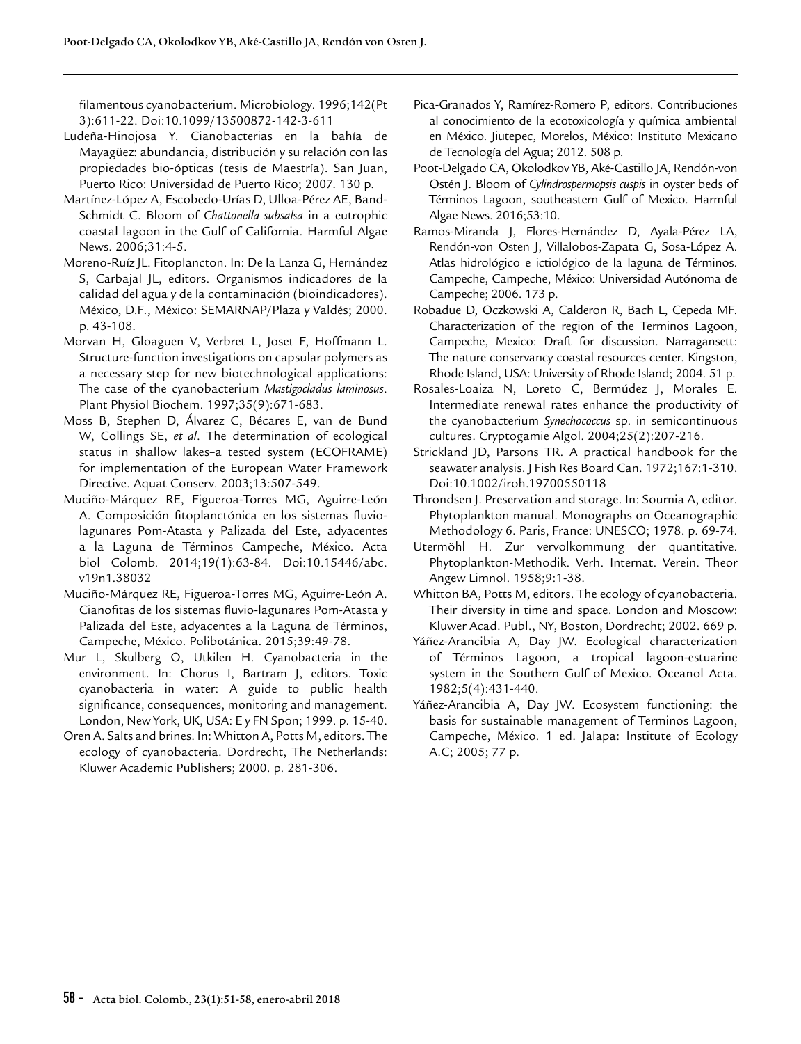filamentous cyanobacterium. Microbiology. 1996;142(Pt 3):611-22. Doi:10.1099/13500872-142-3-611

Ludeña-Hinojosa Y. Cianobacterias en la bahía de Mayagüez: abundancia, distribución y su relación con las propiedades bio-ópticas (tesis de Maestría). San Juan, Puerto Rico: Universidad de Puerto Rico; 2007. 130 p.

Martínez-López A, Escobedo-Urías D, Ulloa-Pérez AE, Band-Schmidt C. Bloom of *Chattonella subsalsa* in a eutrophic coastal lagoon in the Gulf of California. Harmful Algae News. 2006;31:4-5.

Moreno-Ruíz JL. Fitoplancton. In: De la Lanza G, Hernández S, Carbajal JL, editors. Organismos indicadores de la calidad del agua y de la contaminación (bioindicadores). México, D.F., México: SEMARNAP/Plaza y Valdés; 2000. p. 43-108.

Morvan H, Gloaguen V, Verbret L, Joset F, Hoffmann L. Structure-function investigations on capsular polymers as a necessary step for new biotechnological applications: The case of the cyanobacterium *Mastigocladus laminosus*. Plant Physiol Biochem. 1997;35(9):671-683.

Moss B, Stephen D, Álvarez C, Bécares E, van de Bund W, Collings SE, *et al*. The determination of ecological status in shallow lakes–a tested system (ECOFRAME) for implementation of the European Water Framework Directive. Aquat Conserv. 2003;13:507-549.

Muciño-Márquez RE, Figueroa-Torres MG, Aguirre-León A. Composición fitoplanctónica en los sistemas fluvio-lagunares Pom-Atasta y Palizada del Este, adyacentes a la Laguna de Términos Campeche, México. Acta biol Colomb. 2014;19(1):63-84. Doi:10.15446/abc.v19n1.38032

Muciño-Márquez RE, Figueroa-Torres MG, Aguirre-León A. Cianofitas de los sistemas fluvio-lagunares Pom-Atasta y Palizada del Este, adyacentes a la Laguna de Términos, Campeche, México. Polibotánica. 2015;39:49-78.

Mur L, Skulberg O, Utkilen H. Cyanobacteria in the environment. In: Chorus I, Bartram J, editors. Toxic cyanobacteria in water: A guide to public health significance, consequences, monitoring and management. London, New York, UK, USA: E y FN Spon; 1999. p. 15-40.

Oren A. Salts and brines. In: Whitton A, Potts M, editors. The ecology of cyanobacteria. Dordrecht, The Netherlands: Kluwer Academic Publishers; 2000. p. 281-306.

Pica-Granados Y, Ramírez-Romero P, editors. Contribuciones al conocimiento de la ecotoxicología y química ambiental en México. Jiutepec, Morelos, México: Instituto Mexicano de Tecnología del Agua; 2012. 508 p.

Poot-Delgado CA, Okolodkov YB, Aké-Castillo JA, Rendón-von Ostén J. Bloom of *Cylindrospermopsis cuspis* in oyster beds of Términos Lagoon, southeastern Gulf of Mexico. Harmful Algae News. 2016;53:10.

Ramos-Miranda J, Flores-Hernández D, Ayala-Pérez LA, Rendón-von Osten J, Villalobos-Zapata G, Sosa-López A. Atlas hidrológico e ictiológico de la laguna de Términos. Campeche, Campeche, México: Universidad Autónoma de Campeche; 2006. 173 p.

Robadue D, Oczkowski A, Calderon R, Bach L, Cepeda MF. Characterization of the region of the Terminos Lagoon, Campeche, Mexico: Draft for discussion. Narragansett: The nature conservancy coastal resources center. Kingston, Rhode Island, USA: University of Rhode Island; 2004. 51 p.

Rosales-Loaiza N, Loreto C, Bermúdez J, Morales E. Intermediate renewal rates enhance the productivity of the cyanobacterium *Synechococcus* sp. in semicontinuous cultures. Cryptogamie Algol. 2004;25(2):207-216.

Strickland JD, Parsons TR. A practical handbook for the seawater analysis. J Fish Res Board Can. 1972;167:1-310. Doi:10.1002/iroh.19700550118

Throndsen J. Preservation and storage. In: Sournia A, editor. Phytoplankton manual. Monographs on Oceanographic Methodology 6. Paris, France: UNESCO; 1978. p. 69-74.

Utermöhl H. Zur vervolkommung der quantitative. Phytoplankton-Methodik. Verh. Internat. Verein. Theor Angew Limnol. 1958;9:1-38.

Whitton BA, Potts M, editors. The ecology of cyanobacteria. Their diversity in time and space. London and Moscow: Kluwer Acad. Publ., NY, Boston, Dordrecht; 2002. 669 p.

Yáñez-Arancibia A, Day JW. Ecological characterization of Términos Lagoon, a tropical lagoon-estuarine system in the Southern Gulf of Mexico. Oceanol Acta. 1982;5(4):431-440.

Yáñez-Arancibia A, Day JW. Ecosystem functioning: the basis for sustainable management of Terminos Lagoon, Campeche, México. 1 ed. Jalapa: Institute of Ecology A.C; 2005; 77 p.